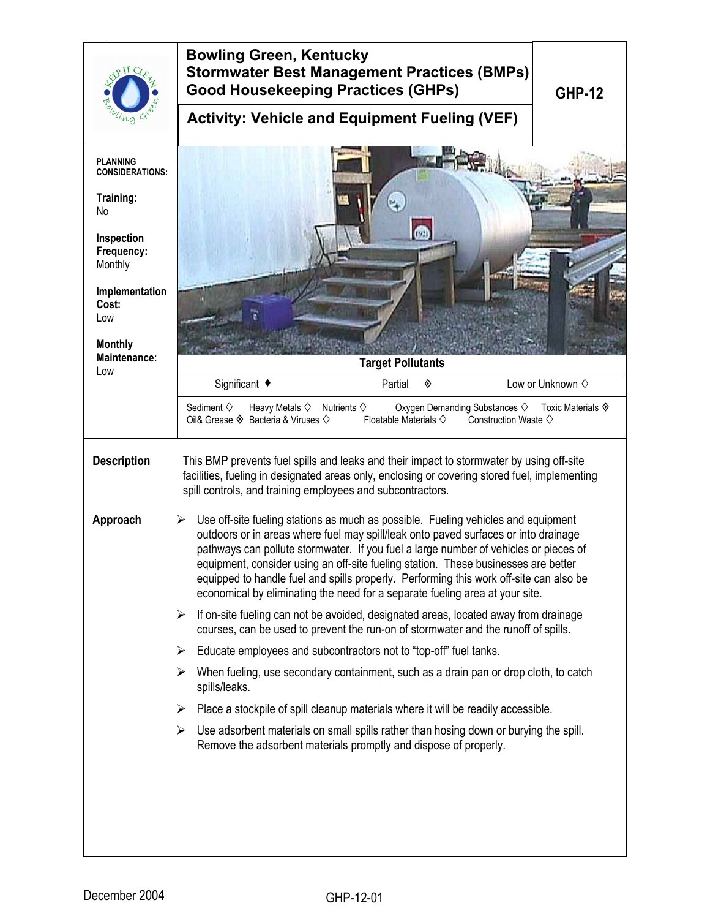# Bowling Green, Kentucky Stormwater Best Management Practices (BMPs) Good Housekeeping Practices (GHPs)

**GHP-12**

## Activity: Vehicle and Equipment Fueling (VEF)

**PLANNING CONSIDERATIONS:**

**Training:**
No

**Inspection Frequency:**
Monthly

**Implementation Cost:**
Low

**Monthly Maintenance:**
Low

**Target Pollutants**

Significant ♦ Partial ◈ Low or Unknown ◇

Sediment ◇ Heavy Metals ◇ Nutrients ◇ Oxygen Demanding Substances ◇ Toxic Materials ◈
Oil& Grease ◈ Bacteria & Viruses ◇ Floatable Materials ◇ Construction Waste ◇

**Description**

This BMP prevents fuel spills and leaks and their impact to stormwater by using off-site facilities, fueling in designated areas only, enclosing or covering stored fuel, implementing spill controls, and training employees and subcontractors.

**Approach**

- Use off-site fueling stations as much as possible. Fueling vehicles and equipment outdoors or in areas where fuel may spill/leak onto paved surfaces or into drainage pathways can pollute stormwater. If you fuel a large number of vehicles or pieces of equipment, consider using an off-site fueling station. These businesses are better equipped to handle fuel and spills properly. Performing this work off-site can also be economical by eliminating the need for a separate fueling area at your site.
- If on-site fueling can not be avoided, designated areas, located away from drainage courses, can be used to prevent the run-on of stormwater and the runoff of spills.
- Educate employees and subcontractors not to "top-off" fuel tanks.
- When fueling, use secondary containment, such as a drain pan or drop cloth, to catch spills/leaks.
- Place a stockpile of spill cleanup materials where it will be readily accessible.
- Use adsorbent materials on small spills rather than hosing down or burying the spill. Remove the adsorbent materials promptly and dispose of properly.

December 2004 GHP-12-01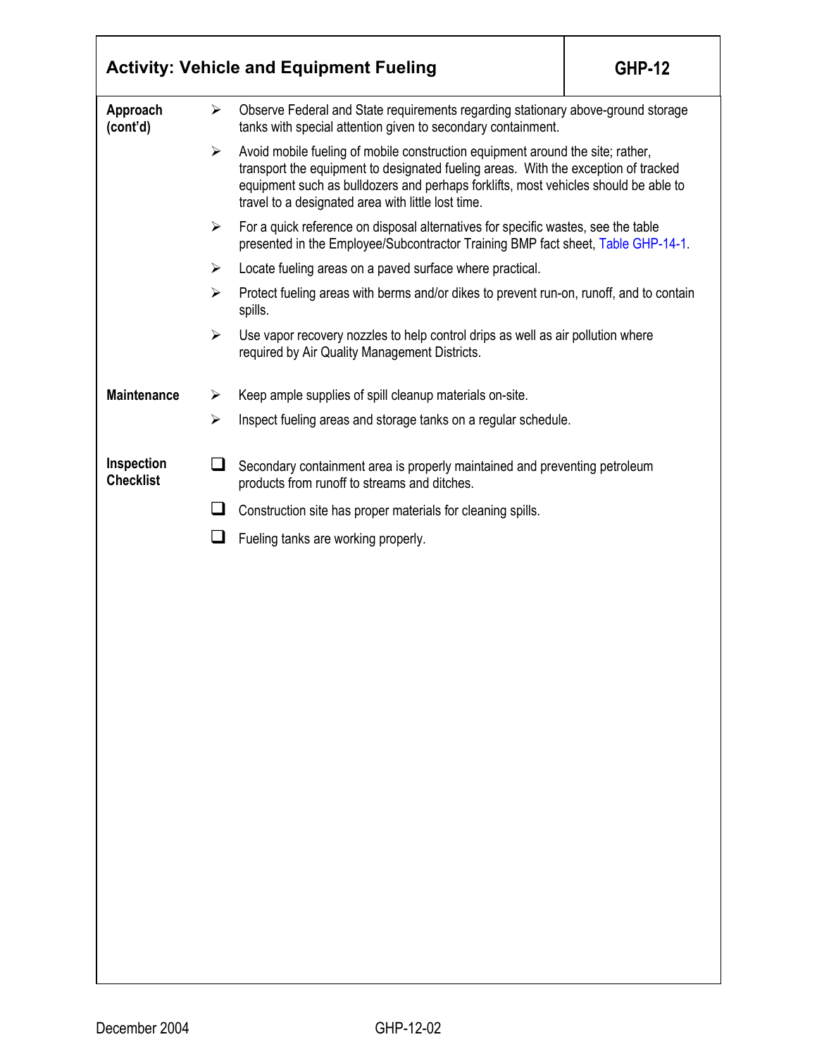## Activity: Vehicle and Equipment Fueling — GHP-12

**Approach (cont'd)**

- Observe Federal and State requirements regarding stationary above-ground storage tanks with special attention given to secondary containment.
- Avoid mobile fueling of mobile construction equipment around the site; rather, transport the equipment to designated fueling areas. With the exception of tracked equipment such as bulldozers and perhaps forklifts, most vehicles should be able to travel to a designated area with little lost time.
- For a quick reference on disposal alternatives for specific wastes, see the table presented in the Employee/Subcontractor Training BMP fact sheet, Table GHP-14-1.
- Locate fueling areas on a paved surface where practical.
- Protect fueling areas with berms and/or dikes to prevent run-on, runoff, and to contain spills.
- Use vapor recovery nozzles to help control drips as well as air pollution where required by Air Quality Management Districts.

**Maintenance**

- Keep ample supplies of spill cleanup materials on-site.
- Inspect fueling areas and storage tanks on a regular schedule.

**Inspection Checklist**

- [ ] Secondary containment area is properly maintained and preventing petroleum products from runoff to streams and ditches.
- [ ] Construction site has proper materials for cleaning spills.
- [ ] Fueling tanks are working properly.

December 2004